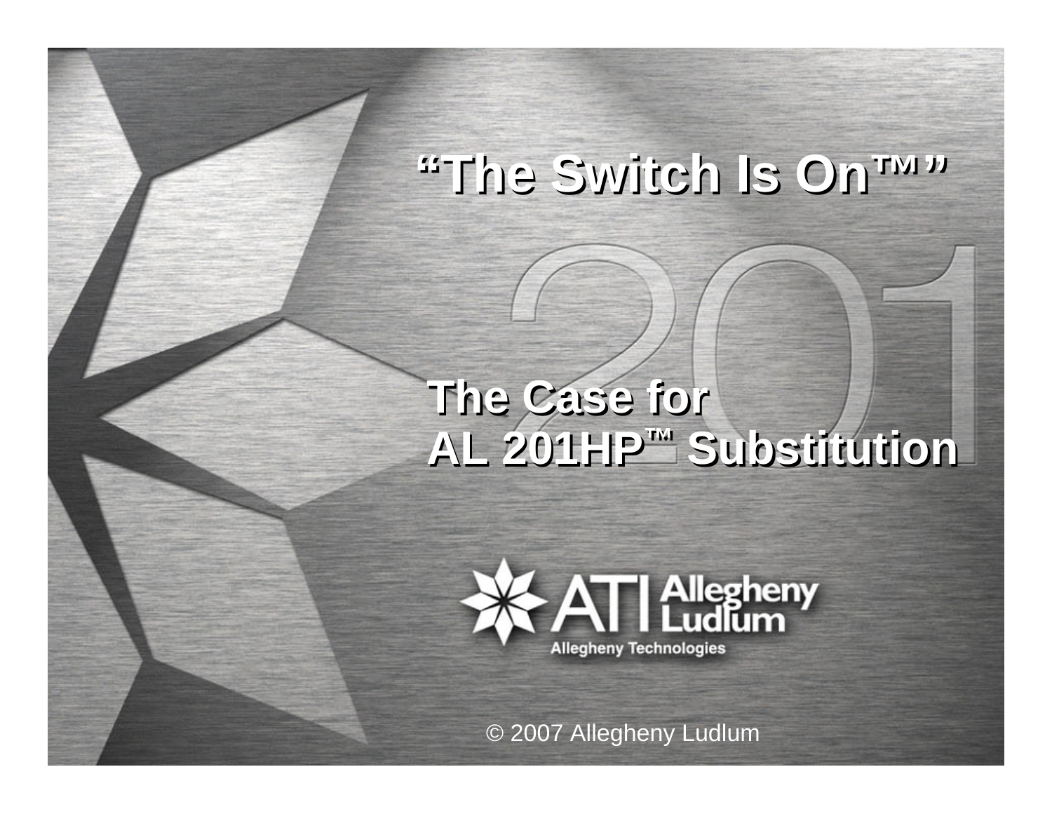# "The Switch Is On™"

## The Case for AL 201HP™ Substitution

ATI Allegheny Ludlum

Allegheny Technologies

© 2007 Allegheny Ludlum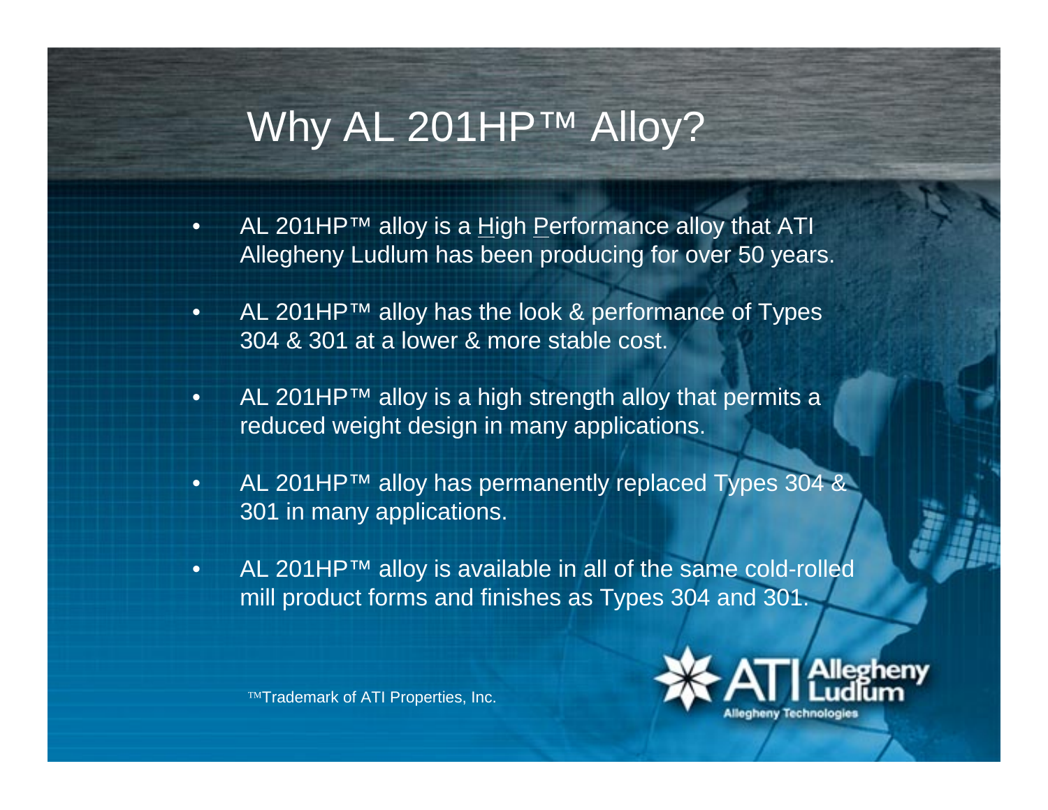# Why AL 201HP™ Alloy?

- AL 201HP™ alloy is a High Performance alloy that ATI Allegheny Ludlum has been producing for over 50 years.
- AL 201HP™ alloy has the look & performance of Types 304 & 301 at a lower & more stable cost.
- AL 201HP™ alloy is a high strength alloy that permits a reduced weight design in many applications.
- AL 201HP™ alloy has permanently replaced Types 304 & 301 in many applications.
- AL 201HP™ alloy is available in all of the same cold-rolled mill product forms and finishes as Types 304 and 301.

™Trademark of ATI Properties, Inc.

ATI Allegheny Ludlum
Allegheny Technologies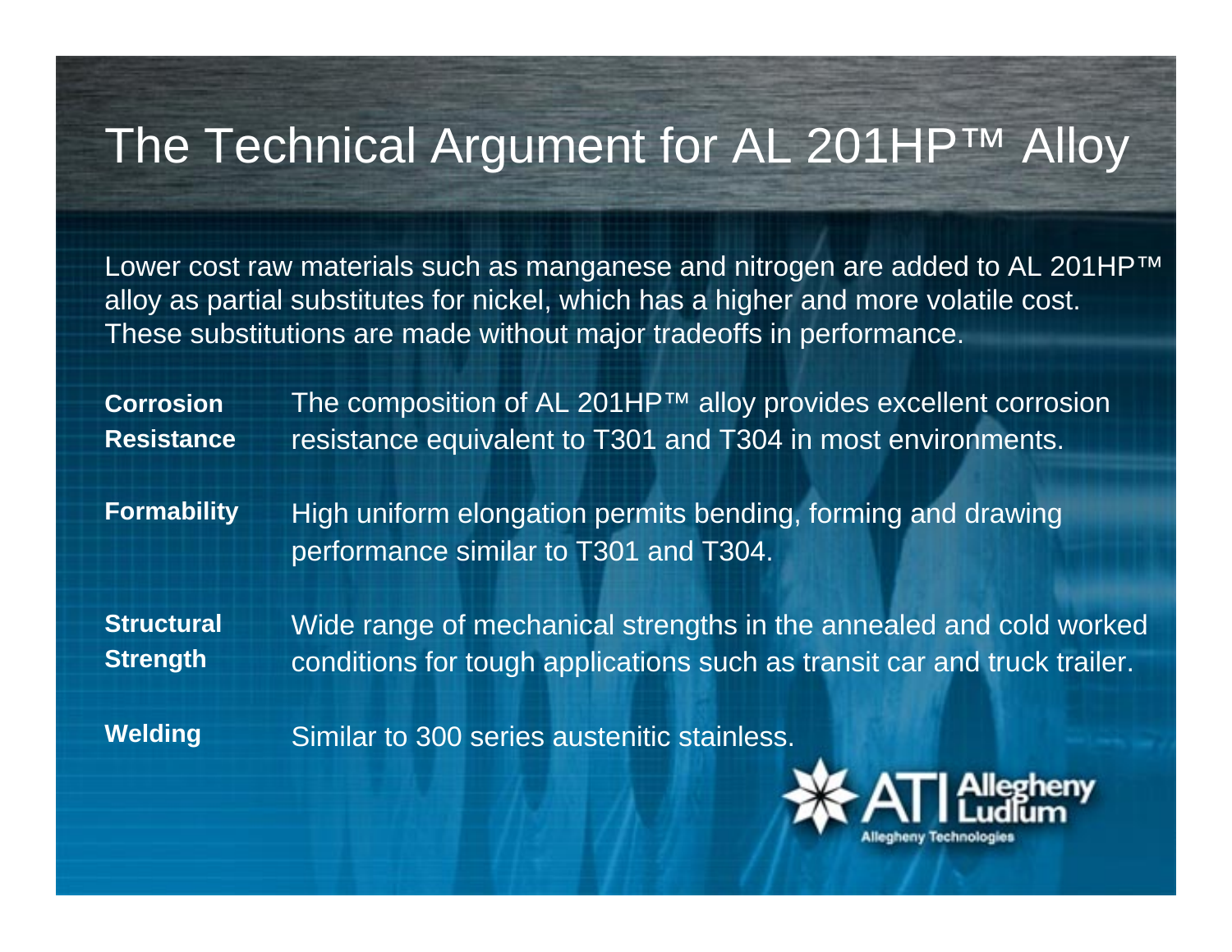# The Technical Argument for AL 201HP™ Alloy

Lower cost raw materials such as manganese and nitrogen are added to AL 201HP™ alloy as partial substitutes for nickel, which has a higher and more volatile cost. These substitutions are made without major tradeoffs in performance.

**Corrosion Resistance** — The composition of AL 201HP™ alloy provides excellent corrosion resistance equivalent to T301 and T304 in most environments.

**Formability** — High uniform elongation permits bending, forming and drawing performance similar to T301 and T304.

**Structural Strength** — Wide range of mechanical strengths in the annealed and cold worked conditions for tough applications such as transit car and truck trailer.

**Welding** — Similar to 300 series austenitic stainless.

ATI Allegheny Ludlum
Allegheny Technologies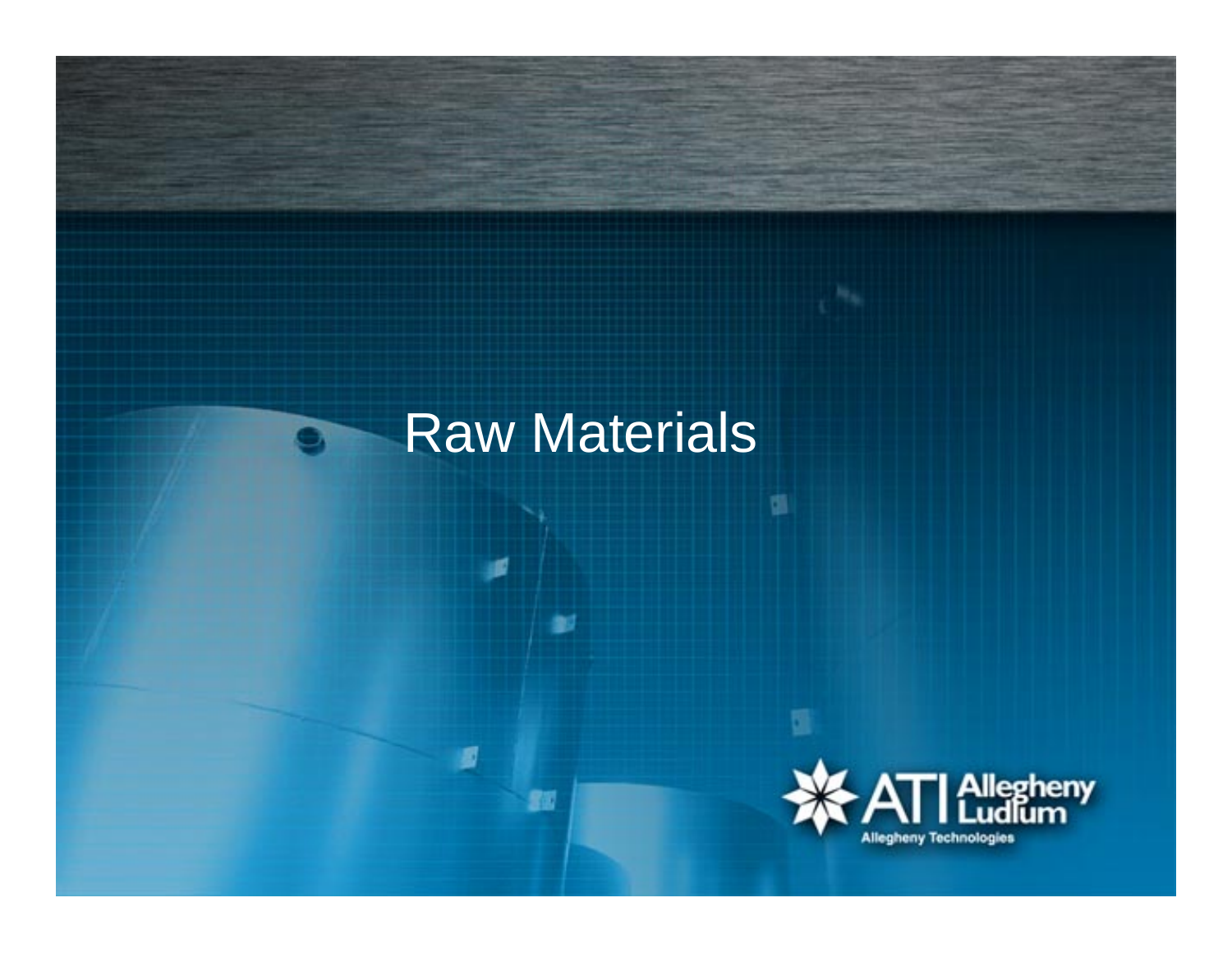# Raw Materials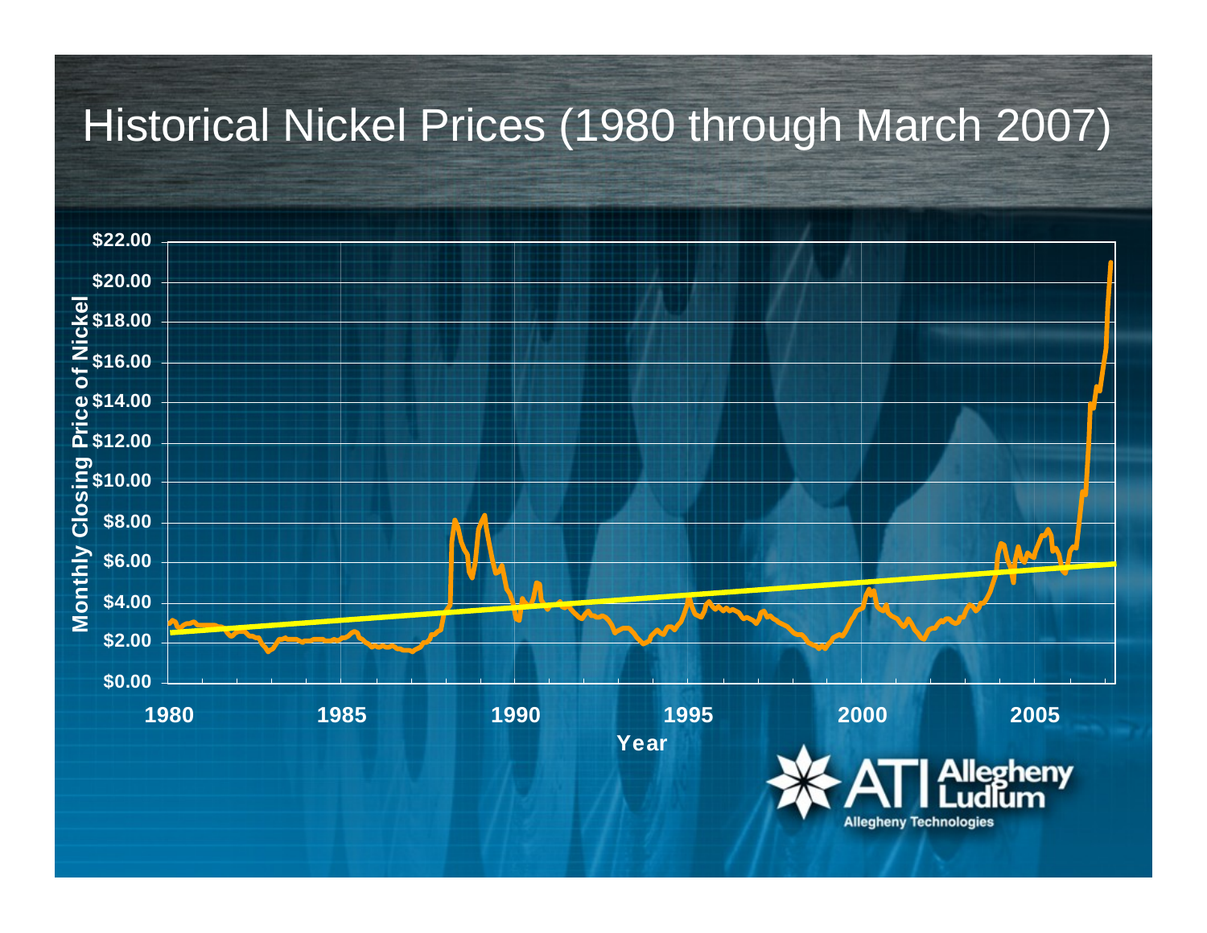# Historical Nickel Prices (1980 through March 2007)

Monthly Closing Price of Nickel

$22.00
$20.00
$18.00
$16.00
$14.00
$12.00
$10.00
$8.00
$6.00
$4.00
$2.00
$0.00

1980 1985 1990 1995 2000 2005

Year

ATI Allegheny Ludlum

Allegheny Technologies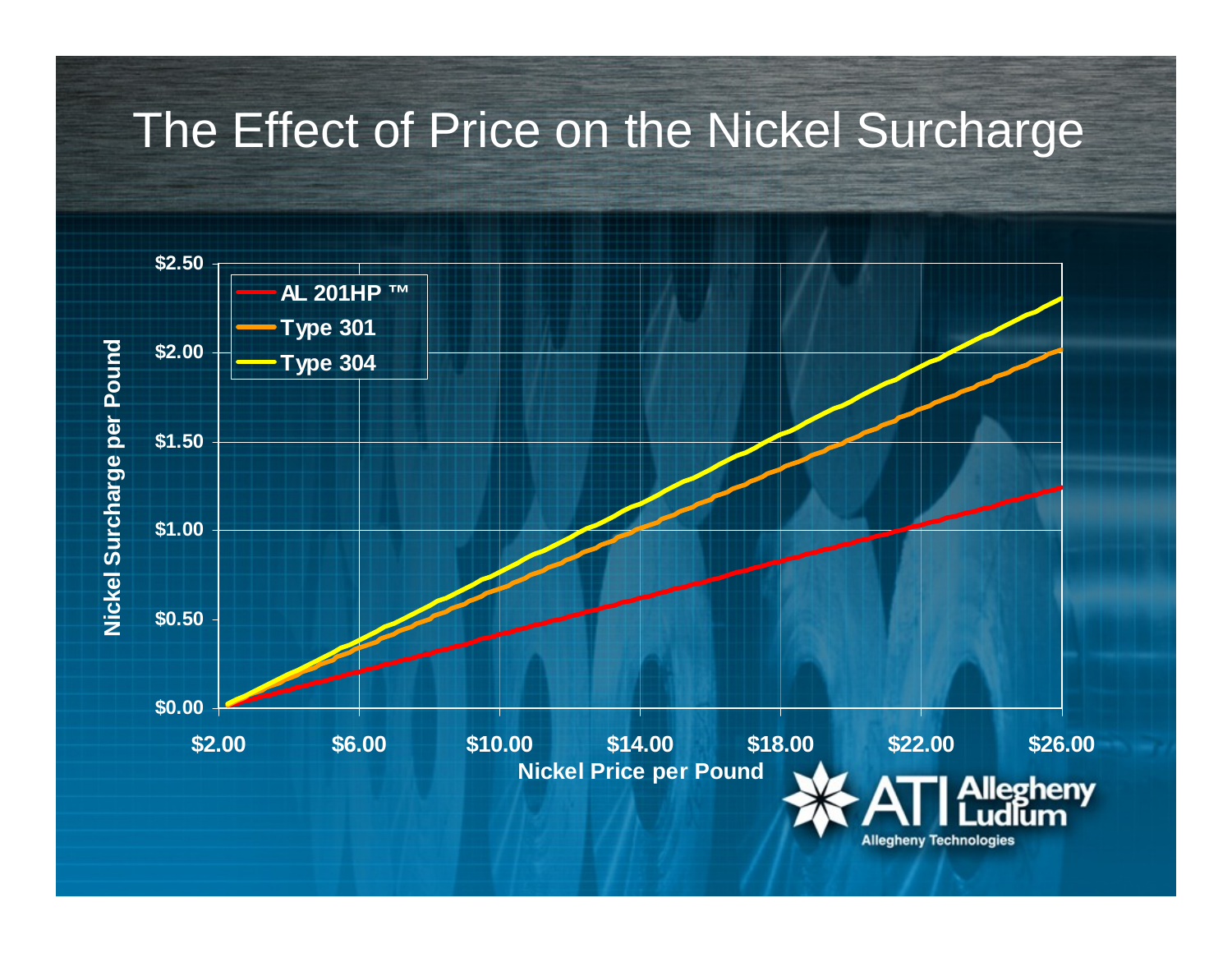# The Effect of Price on the Nickel Surcharge

Nickel Surcharge per Pound

$2.50

$2.00

$1.50

$1.00

$0.50

$0.00

$2.00 $6.00 $10.00 $14.00 $18.00 $22.00 $26.00

Nickel Price per Pound

- AL 201HP ™
- Type 301
- Type 304

ATI Allegheny Ludlum

Allegheny Technologies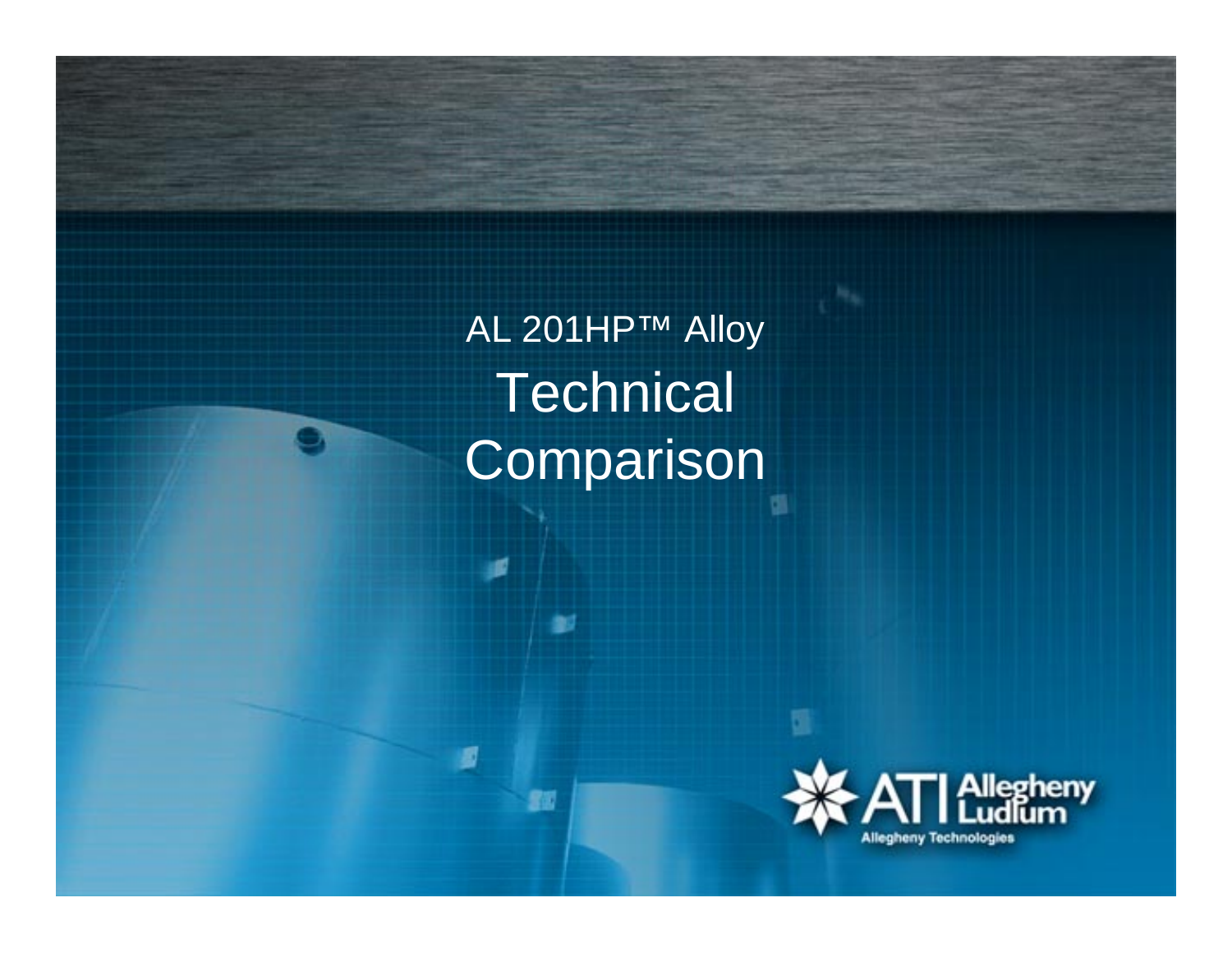# AL 201HP™ Alloy Technical Comparison

ATI Allegheny Ludlum

Allegheny Technologies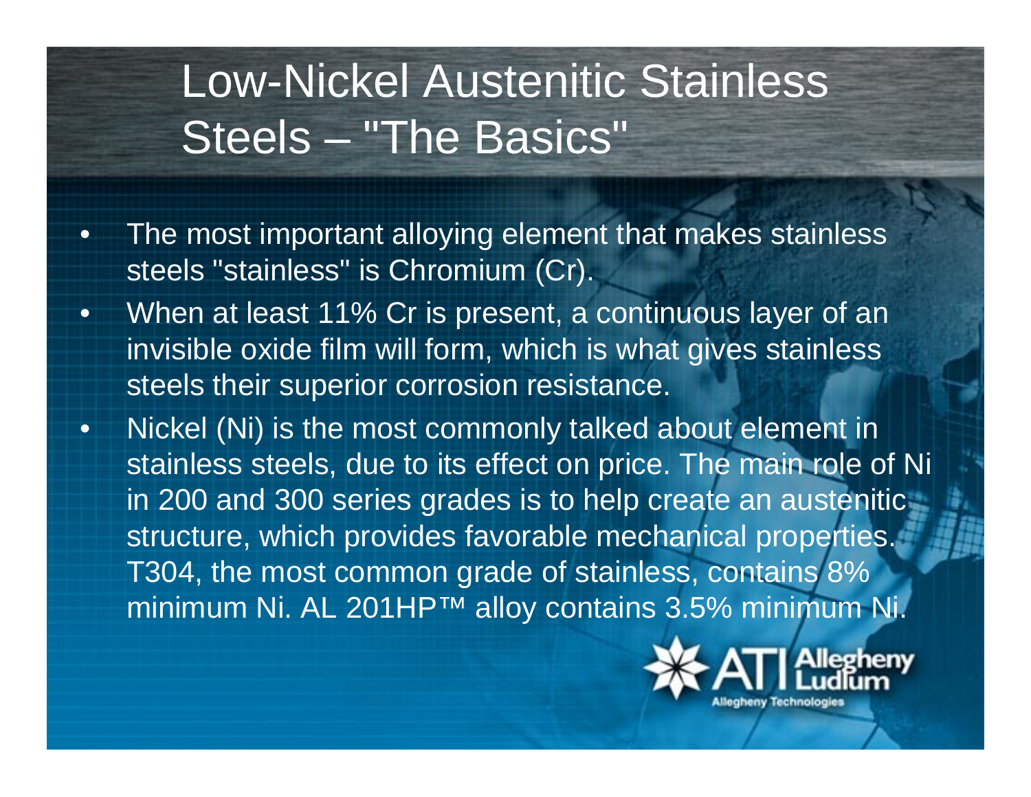# Low-Nickel Austenitic Stainless Steels – "The Basics"

- The most important alloying element that makes stainless steels "stainless" is Chromium (Cr).
- When at least 11% Cr is present, a continuous layer of an invisible oxide film will form, which is what gives stainless steels their superior corrosion resistance.
- Nickel (Ni) is the most commonly talked about element in stainless steels, due to its effect on price. The main role of Ni in 200 and 300 series grades is to help create an austenitic structure, which provides favorable mechanical properties. T304, the most common grade of stainless, contains 8% minimum Ni. AL 201HP™ alloy contains 3.5% minimum Ni.

ATI Allegheny Ludlum
Allegheny Technologies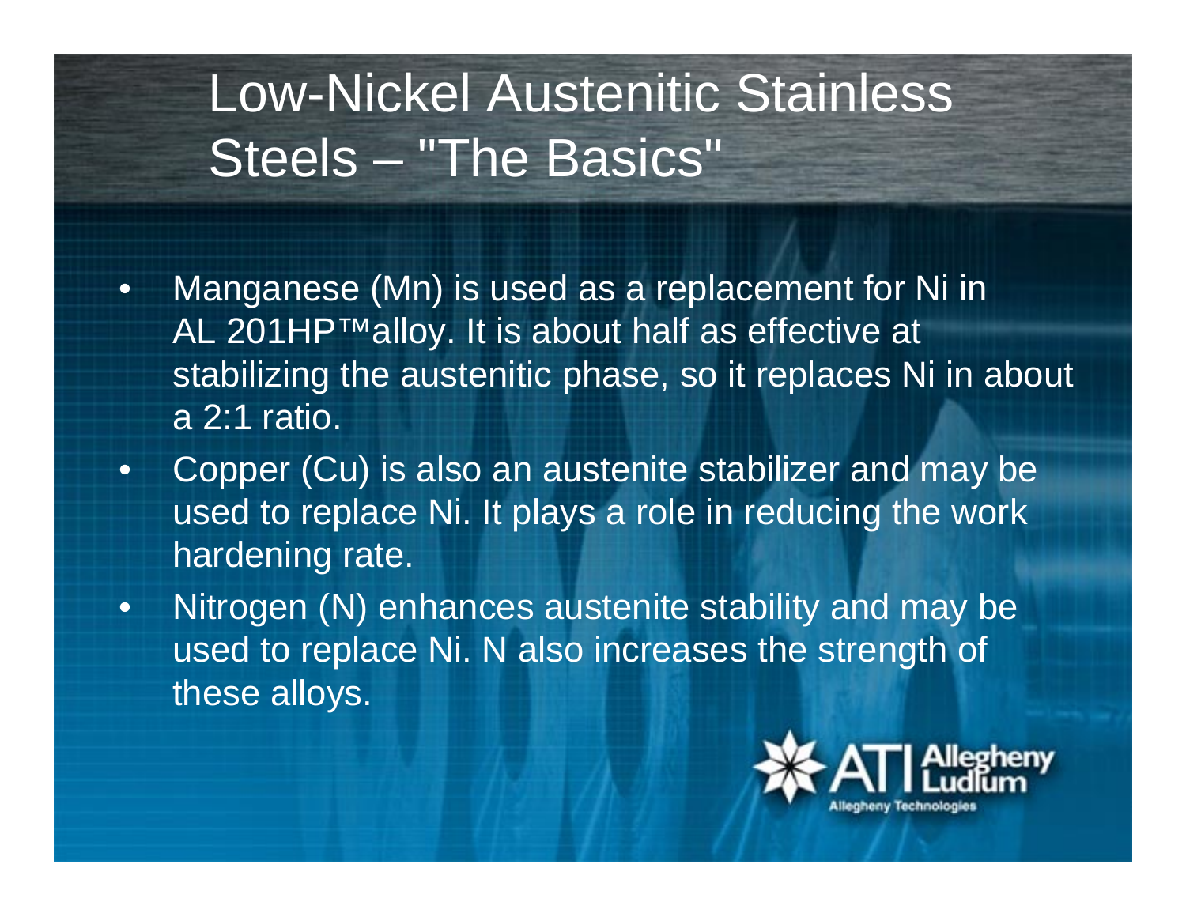# Low-Nickel Austenitic Stainless Steels – "The Basics"

- Manganese (Mn) is used as a replacement for Ni in AL 201HP™alloy. It is about half as effective at stabilizing the austenitic phase, so it replaces Ni in about a 2:1 ratio.
- Copper (Cu) is also an austenite stabilizer and may be used to replace Ni. It plays a role in reducing the work hardening rate.
- Nitrogen (N) enhances austenite stability and may be used to replace Ni. N also increases the strength of these alloys.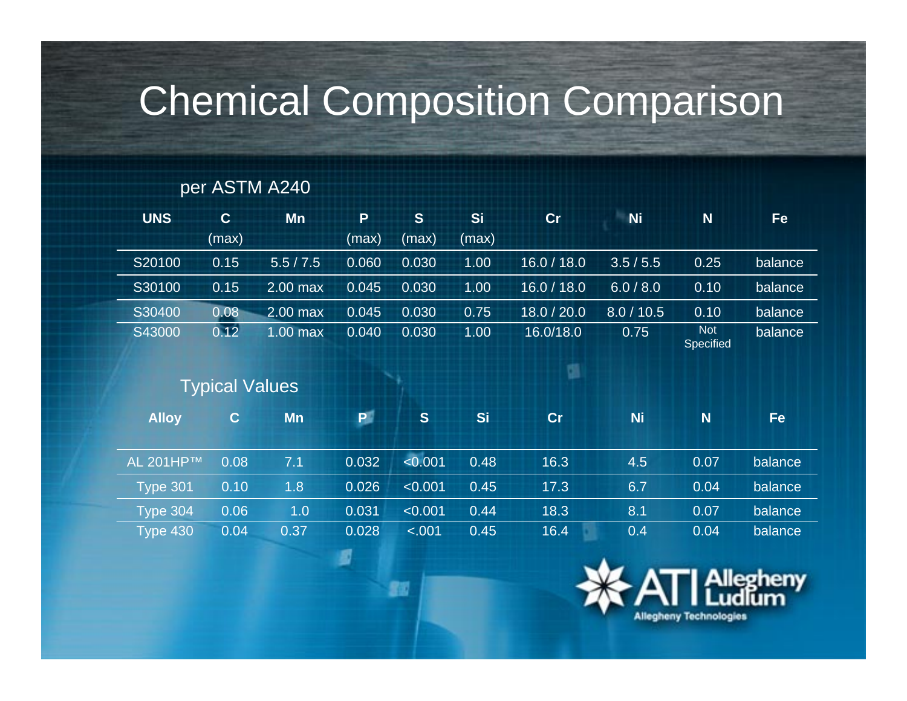# Chemical Composition Comparison

per ASTM A240

| UNS | C (max) | Mn | P (max) | S (max) | Si (max) | Cr | Ni | N | Fe |
|---|---|---|---|---|---|---|---|---|---|
| S20100 | 0.15 | 5.5 / 7.5 | 0.060 | 0.030 | 1.00 | 16.0 / 18.0 | 3.5 / 5.5 | 0.25 | balance |
| S30100 | 0.15 | 2.00 max | 0.045 | 0.030 | 1.00 | 16.0 / 18.0 | 6.0 / 8.0 | 0.10 | balance |
| S30400 | 0.08 | 2.00 max | 0.045 | 0.030 | 0.75 | 18.0 / 20.0 | 8.0 / 10.5 | 0.10 | balance |
| S43000 | 0.12 | 1.00 max | 0.040 | 0.030 | 1.00 | 16.0/18.0 | 0.75 | Not Specified | balance |

Typical Values

| Alloy | C | Mn | P | S | Si | Cr | Ni | N | Fe |
|---|---|---|---|---|---|---|---|---|---|
| AL 201HP™ | 0.08 | 7.1 | 0.032 | <0.001 | 0.48 | 16.3 | 4.5 | 0.07 | balance |
| Type 301 | 0.10 | 1.8 | 0.026 | <0.001 | 0.45 | 17.3 | 6.7 | 0.04 | balance |
| Type 304 | 0.06 | 1.0 | 0.031 | <0.001 | 0.44 | 18.3 | 8.1 | 0.07 | balance |
| Type 430 | 0.04 | 0.37 | 0.028 | <.001 | 0.45 | 16.4 | 0.4 | 0.04 | balance |

ATI Allegheny Ludlum
Allegheny Technologies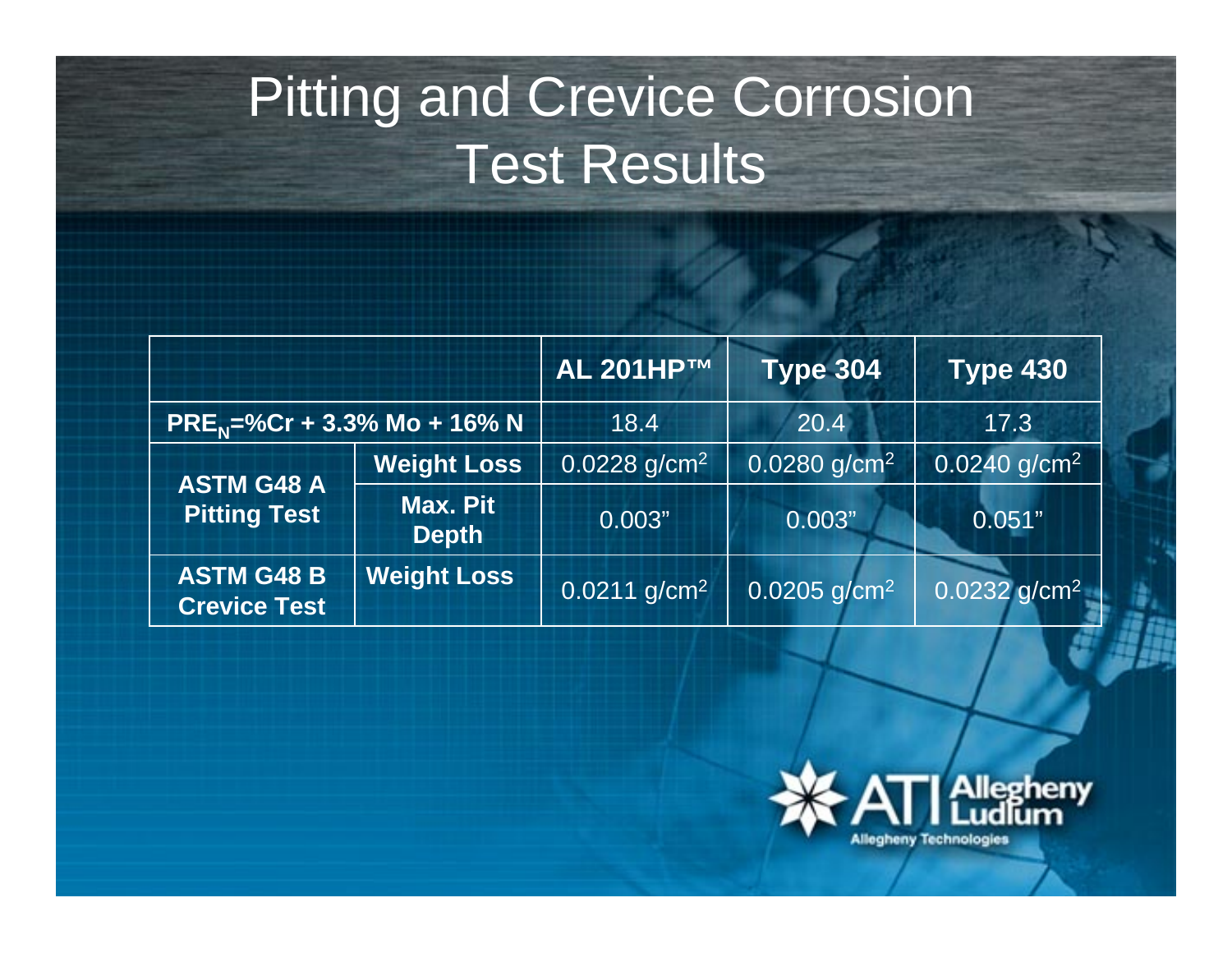# Pitting and Crevice Corrosion Test Results

| | | AL 201HP™ | Type 304 | Type 430 |
|---|---|---|---|---|
| $PRE_N$=%Cr + 3.3% Mo + 16% N | | 18.4 | 20.4 | 17.3 |
| ASTM G48 A Pitting Test | Weight Loss | 0.0228 g/cm$^2$ | 0.0280 g/cm$^2$ | 0.0240 g/cm$^2$ |
| | Max. Pit Depth | 0.003" | 0.003" | 0.051" |
| ASTM G48 B Crevice Test | Weight Loss | 0.0211 g/cm$^2$ | 0.0205 g/cm$^2$ | 0.0232 g/cm$^2$ |

ATI Allegheny Ludlum

Allegheny Technologies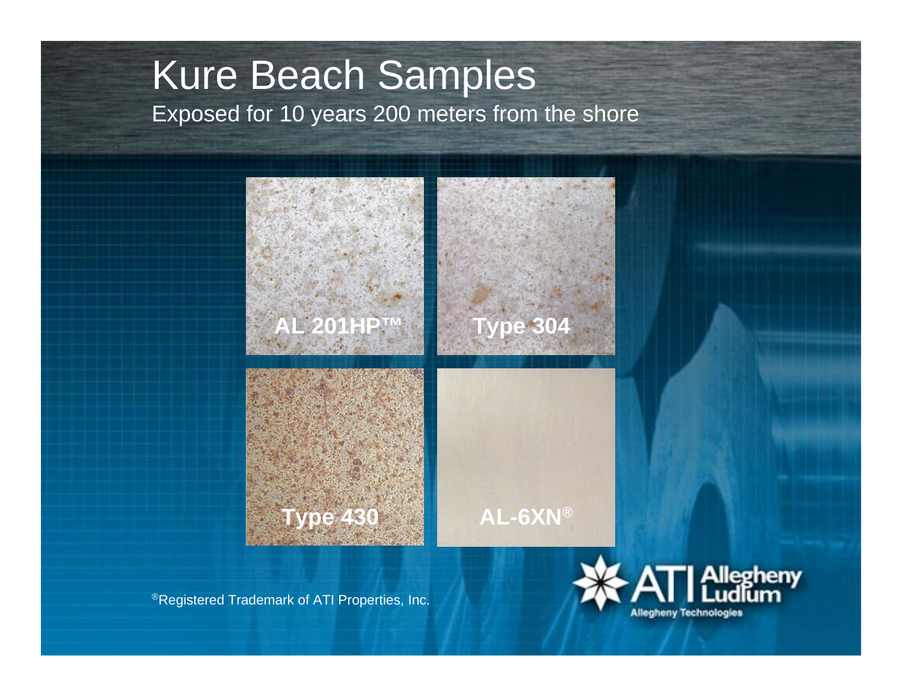# Kure Beach Samples

Exposed for 10 years 200 meters from the shore

AL 201HP™

Type 304

Type 430

AL-6XN®

®Registered Trademark of ATI Properties, Inc.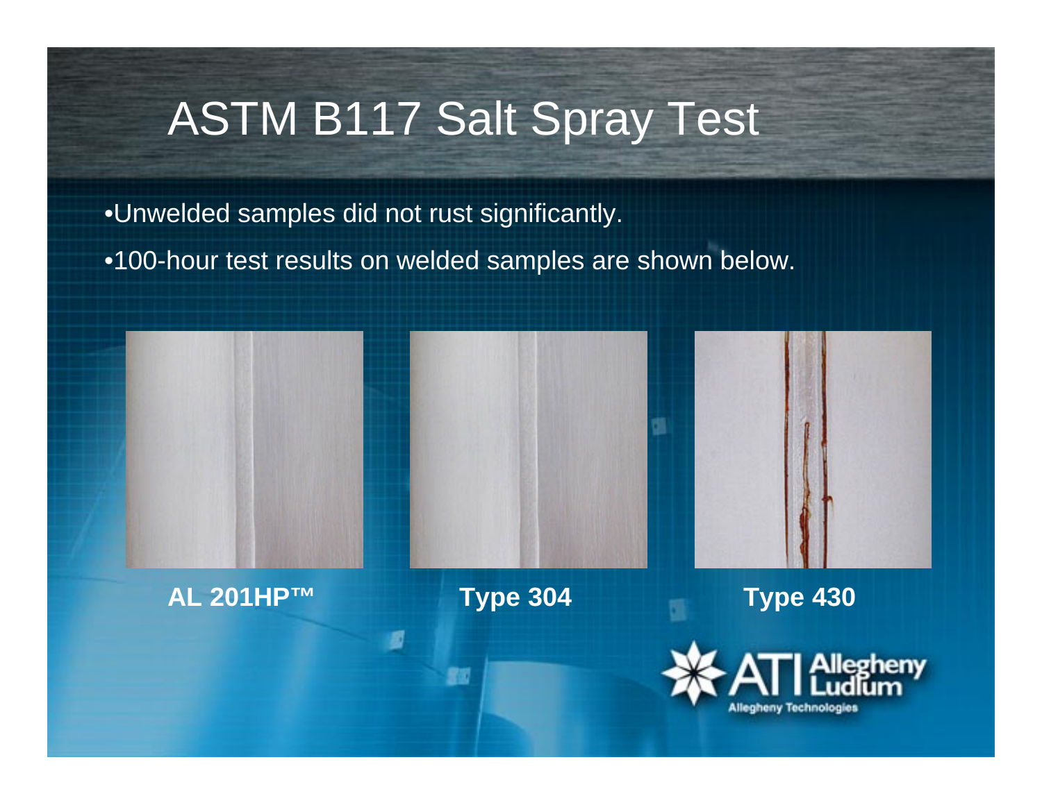# ASTM B117 Salt Spray Test

- Unwelded samples did not rust significantly.
- 100-hour test results on welded samples are shown below.

**AL 201HP™** **Type 304** **Type 430**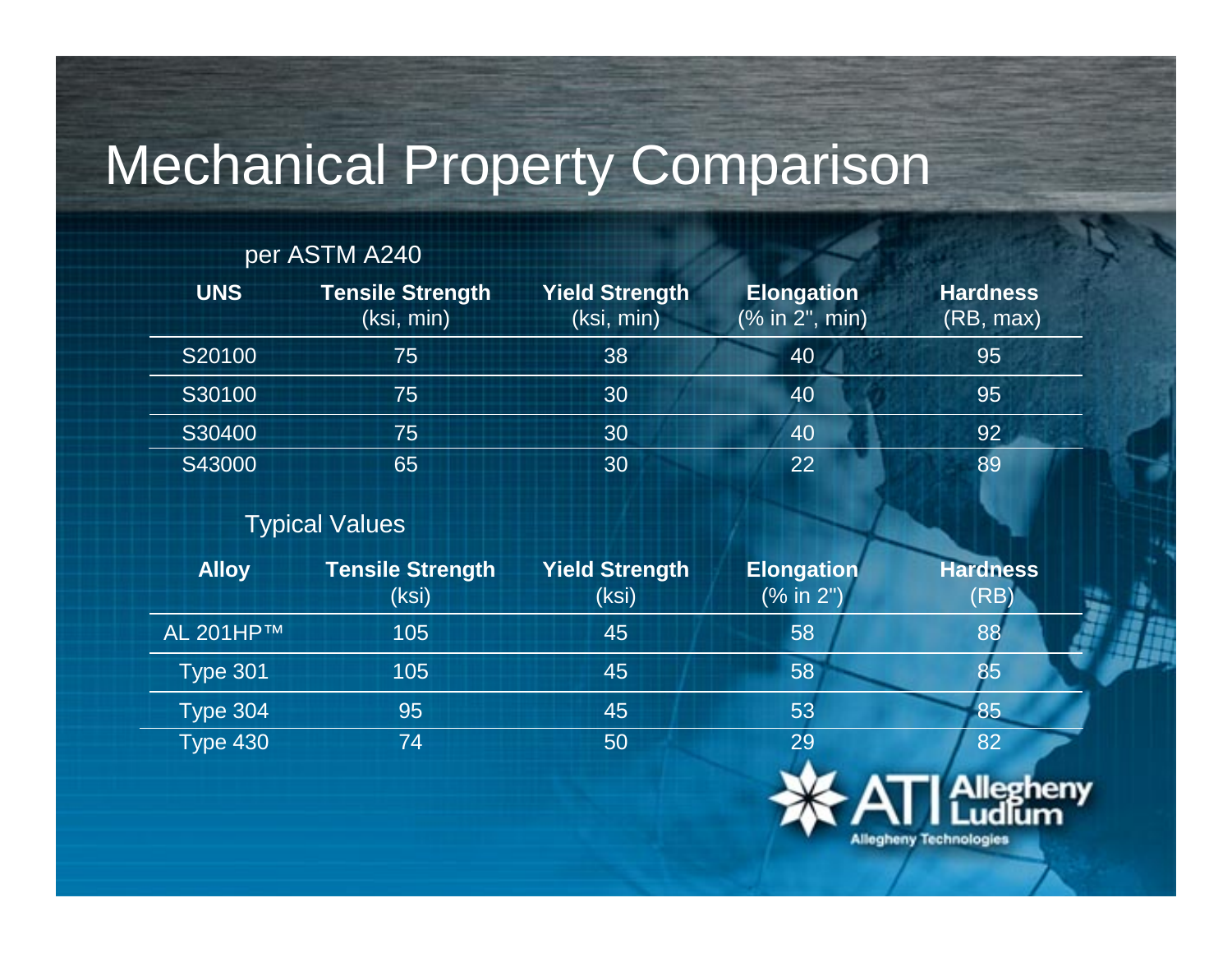# Mechanical Property Comparison

per ASTM A240

| UNS | Tensile Strength (ksi, min) | Yield Strength (ksi, min) | Elongation (% in 2", min) | Hardness (RB, max) |
|---|---|---|---|---|
| S20100 | 75 | 38 | 40 | 95 |
| S30100 | 75 | 30 | 40 | 95 |
| S30400 | 75 | 30 | 40 | 92 |
| S43000 | 65 | 30 | 22 | 89 |

Typical Values

| Alloy | Tensile Strength (ksi) | Yield Strength (ksi) | Elongation (% in 2") | Hardness (RB) |
|---|---|---|---|---|
| AL 201HP™ | 105 | 45 | 58 | 88 |
| Type 301 | 105 | 45 | 58 | 85 |
| Type 304 | 95 | 45 | 53 | 85 |
| Type 430 | 74 | 50 | 29 | 82 |

ATI Allegheny Ludlum
Allegheny Technologies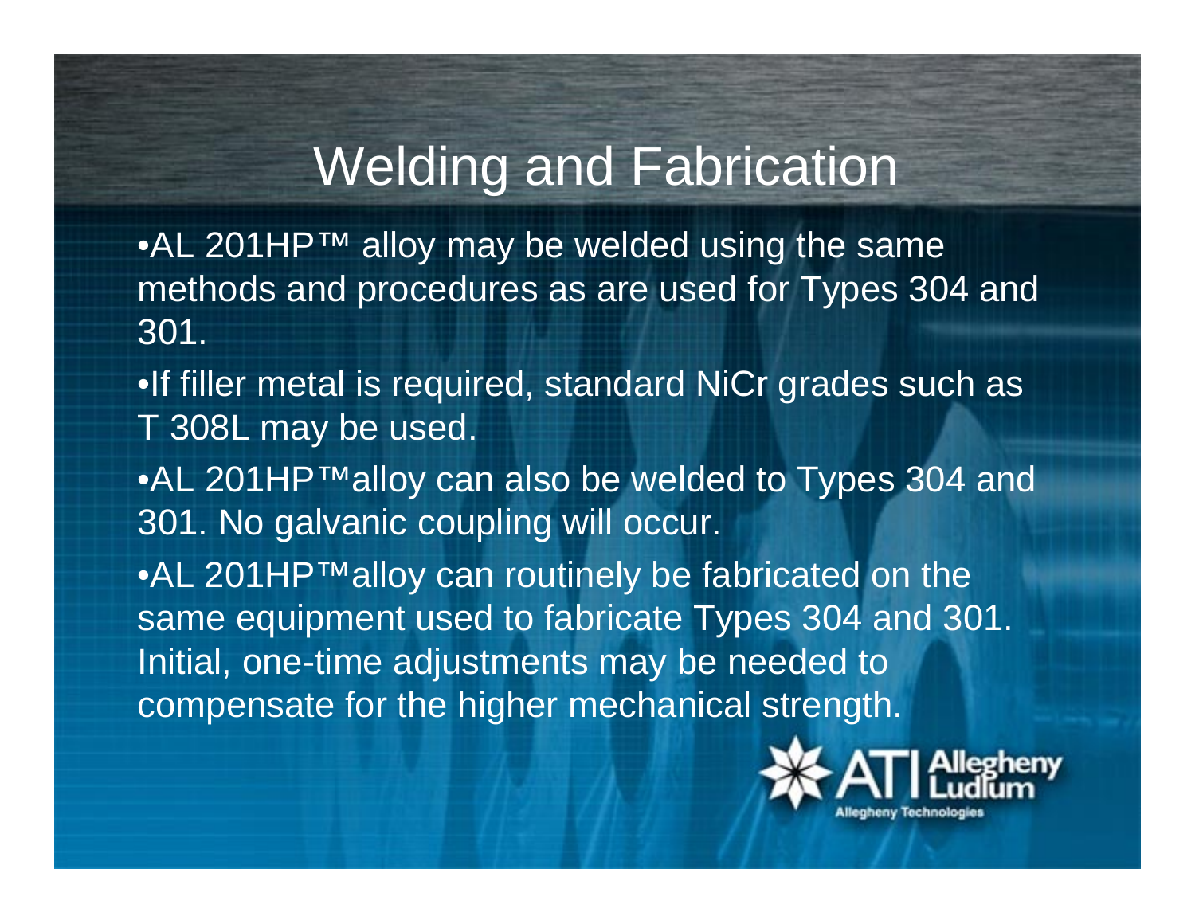# Welding and Fabrication

- AL 201HP™ alloy may be welded using the same methods and procedures as are used for Types 304 and 301.
- If filler metal is required, standard NiCr grades such as T 308L may be used.
- AL 201HP™alloy can also be welded to Types 304 and 301. No galvanic coupling will occur.
- AL 201HP™alloy can routinely be fabricated on the same equipment used to fabricate Types 304 and 301. Initial, one-time adjustments may be needed to compensate for the higher mechanical strength.

ATI Allegheny Ludlum

Allegheny Technologies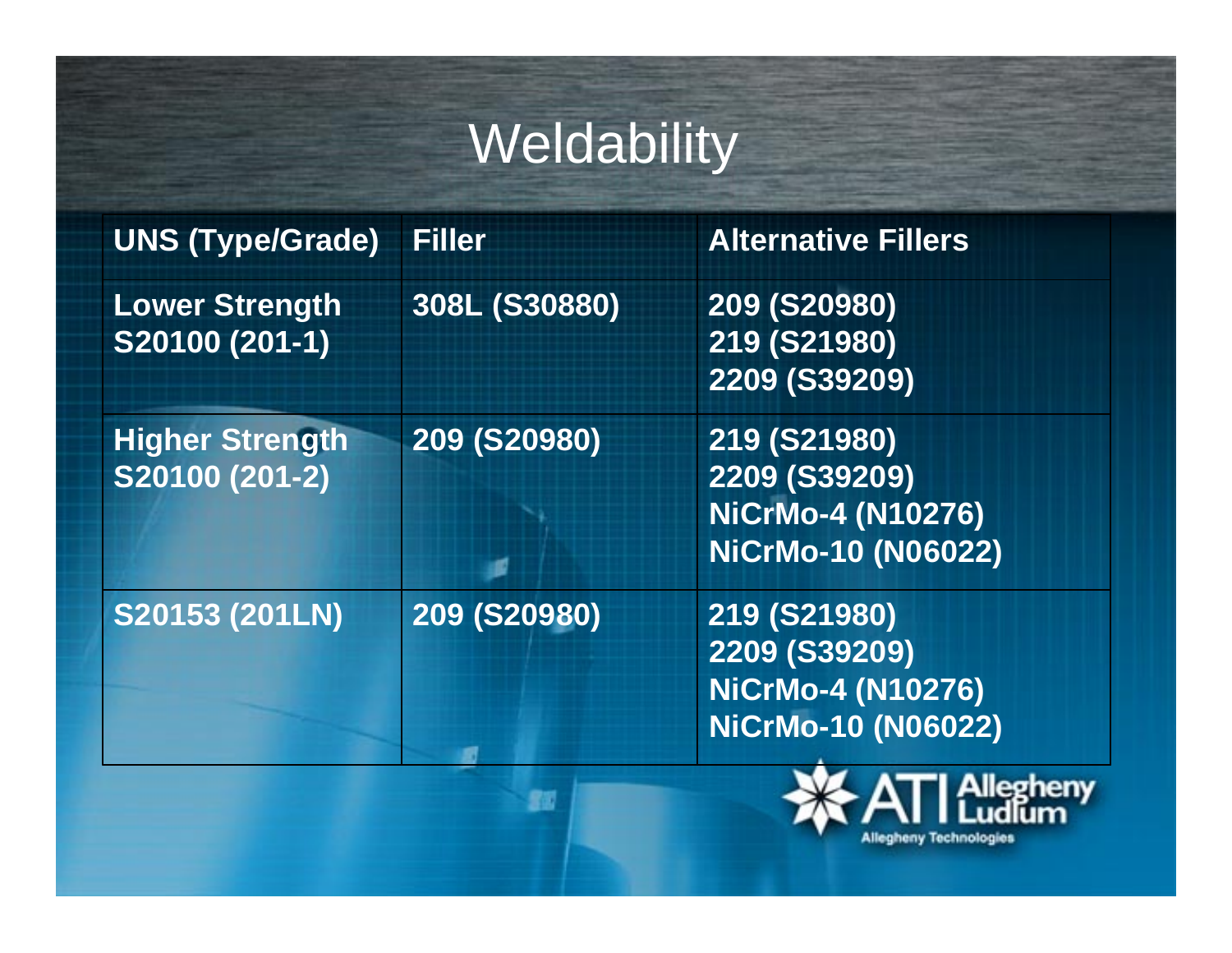# Weldability

| UNS (Type/Grade) | Filler | Alternative Fillers |
| --- | --- | --- |
| Lower Strength S20100 (201-1) | 308L (S30880) | 209 (S20980)<br>219 (S21980)<br>2209 (S39209) |
| Higher Strength S20100 (201-2) | 209 (S20980) | 219 (S21980)<br>2209 (S39209)<br>NiCrMo-4 (N10276)<br>NiCrMo-10 (N06022) |
| S20153 (201LN) | 209 (S20980) | 219 (S21980)<br>2209 (S39209)<br>NiCrMo-4 (N10276)<br>NiCrMo-10 (N06022) |

ATI Allegheny Ludlum
Allegheny Technologies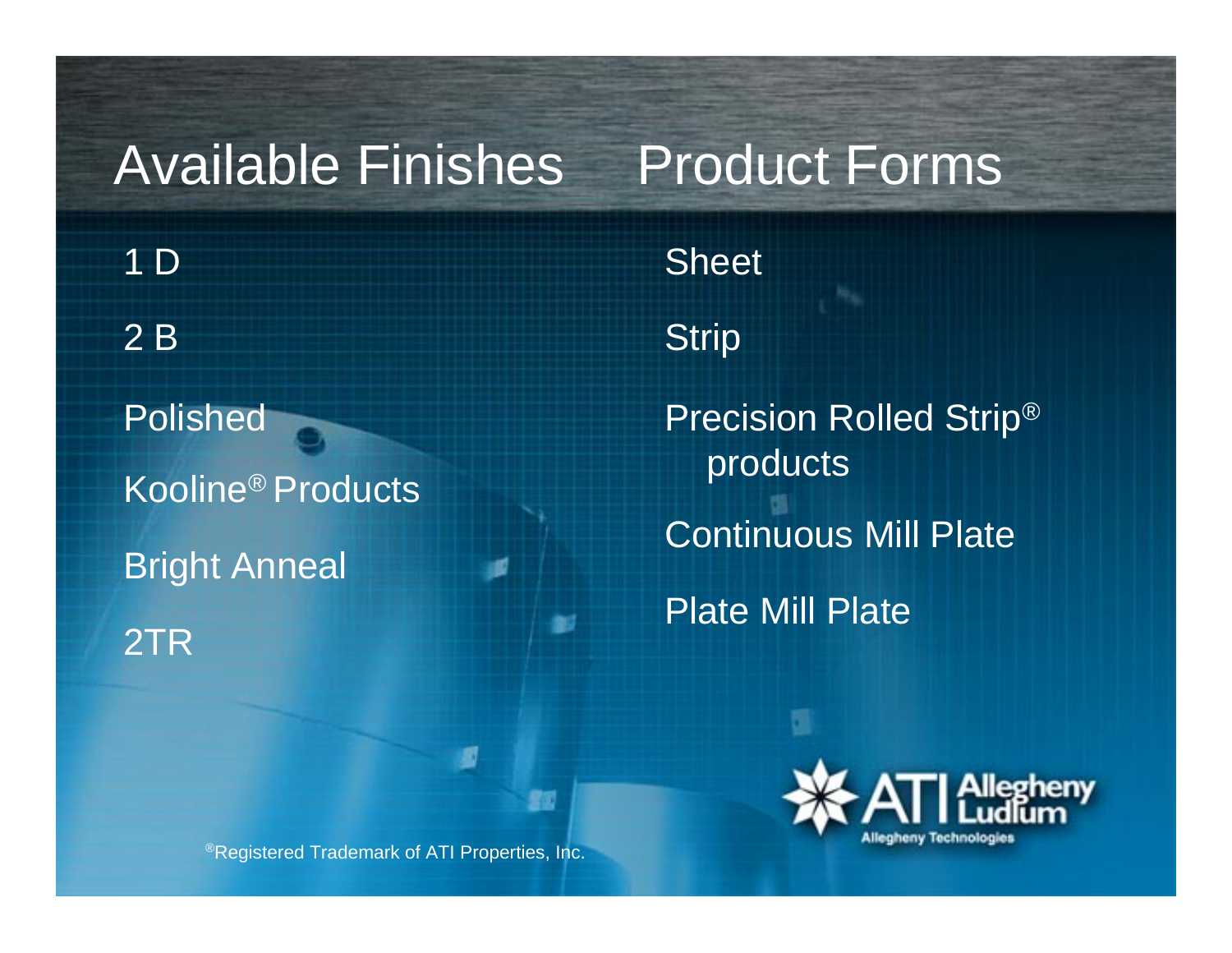## Available Finishes

- 1 D
- 2 B
- Polished
- Kooline® Products
- Bright Anneal
- 2TR

## Product Forms

- Sheet
- Strip
- Precision Rolled Strip® products
- Continuous Mill Plate
- Plate Mill Plate

®Registered Trademark of ATI Properties, Inc.

ATI Allegheny Ludlum

Allegheny Technologies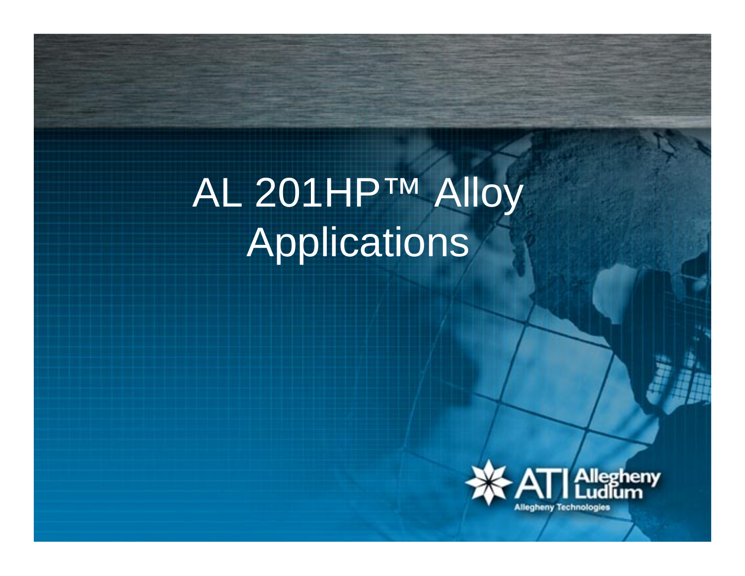# AL 201HP™ Alloy Applications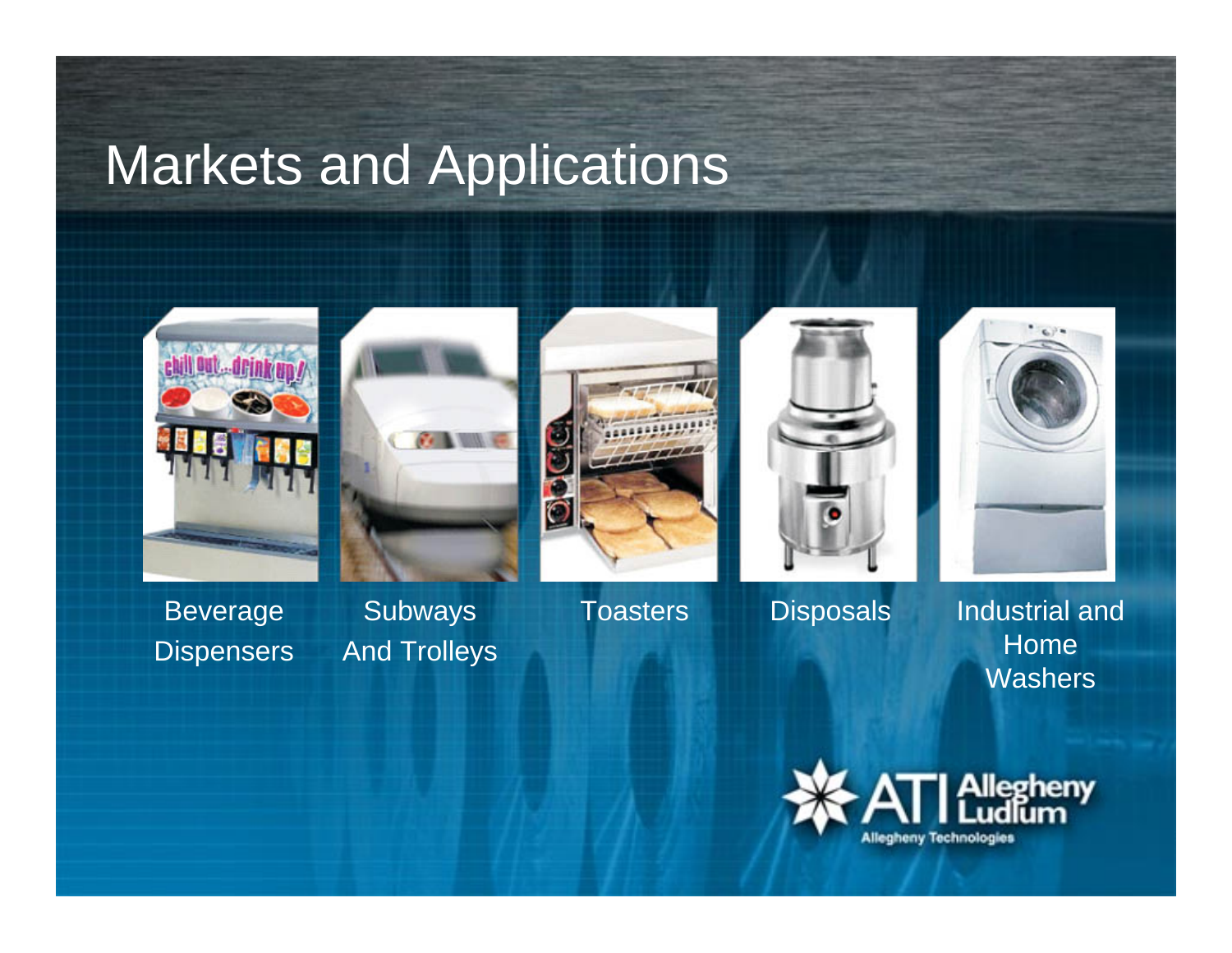# Markets and Applications

Beverage Dispensers

Subways And Trolleys

Toasters

Disposals

Industrial and Home Washers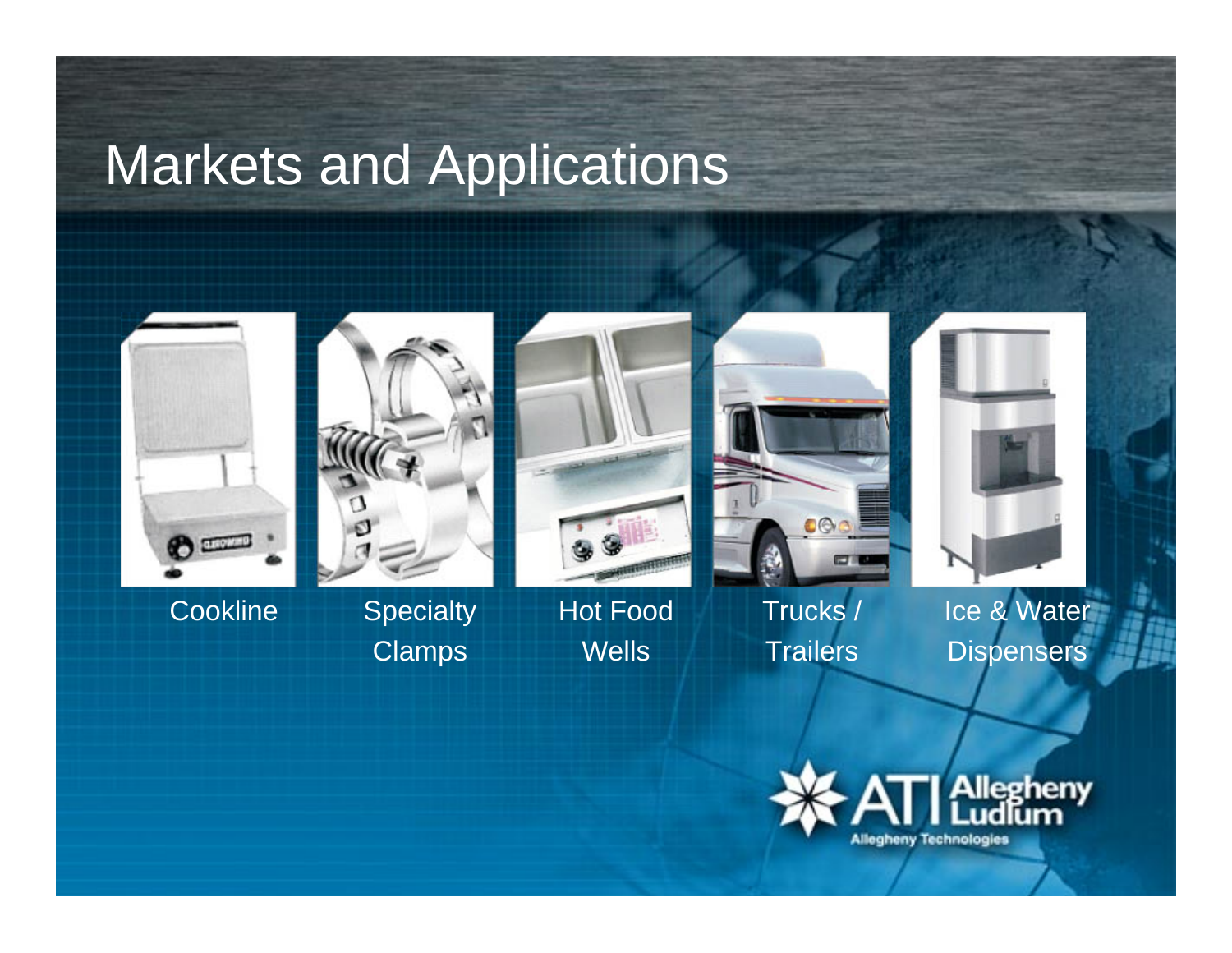# Markets and Applications

- Cookline
- Specialty Clamps
- Hot Food Wells
- Trucks / Trailers
- Ice & Water Dispensers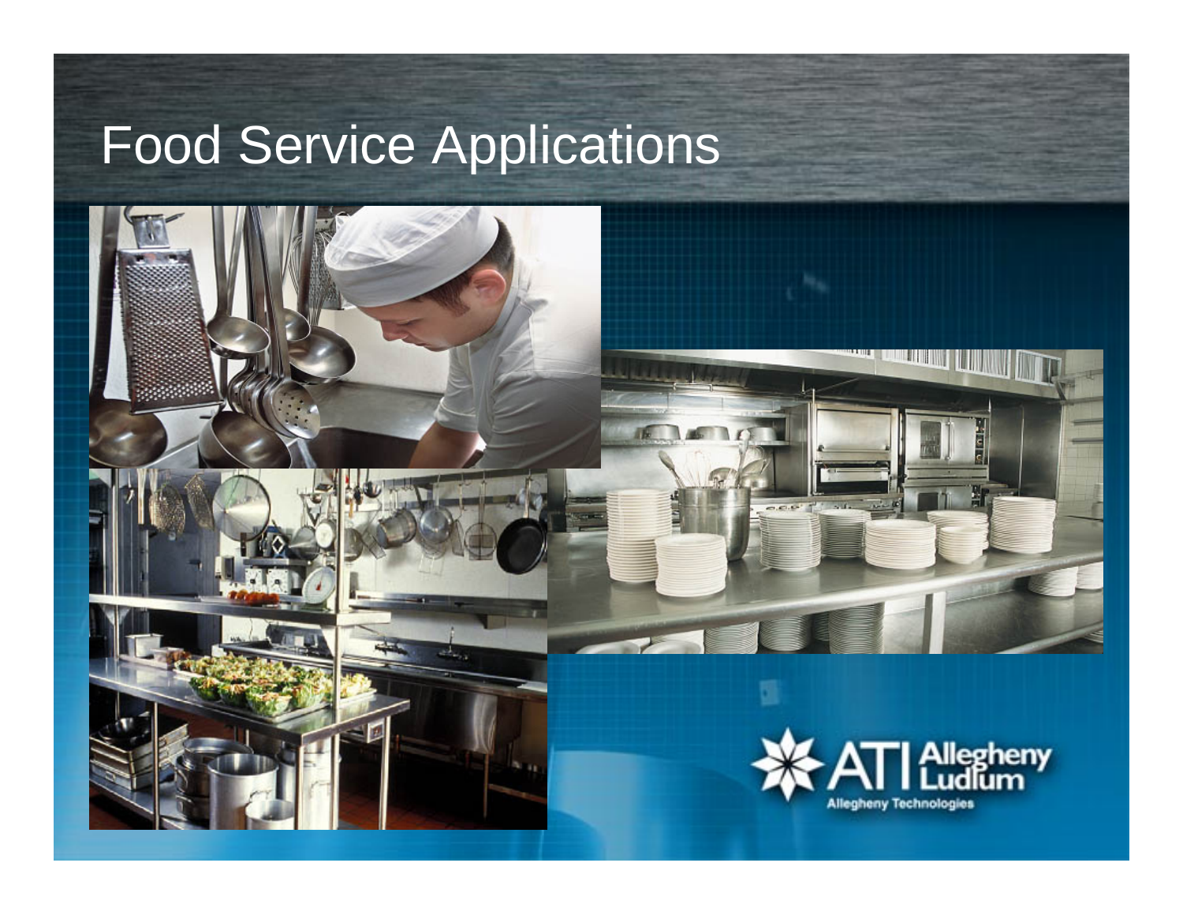# Food Service Applications

ATI Allegheny Ludlum

Allegheny Technologies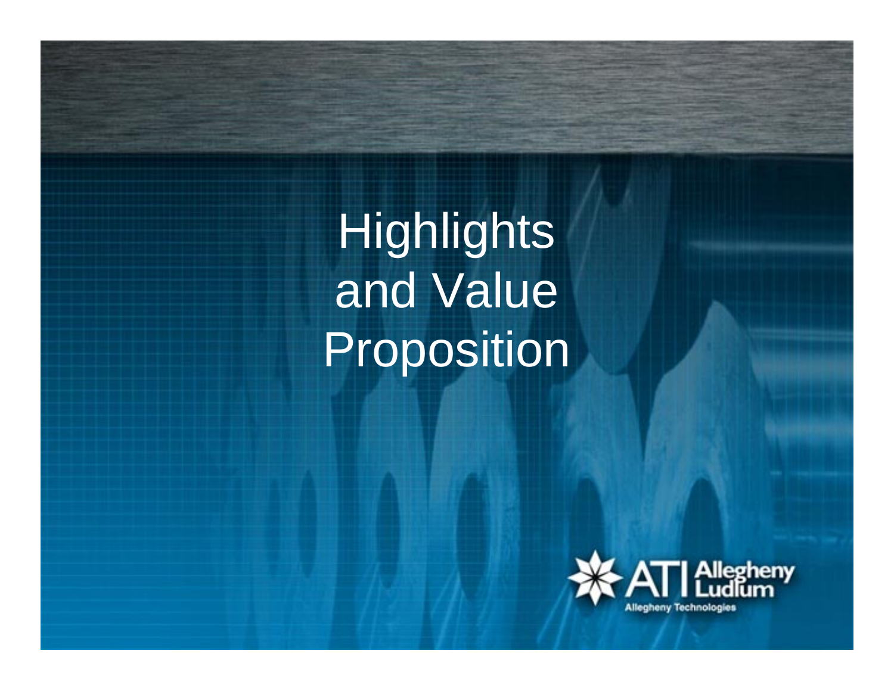# Highlights and Value Proposition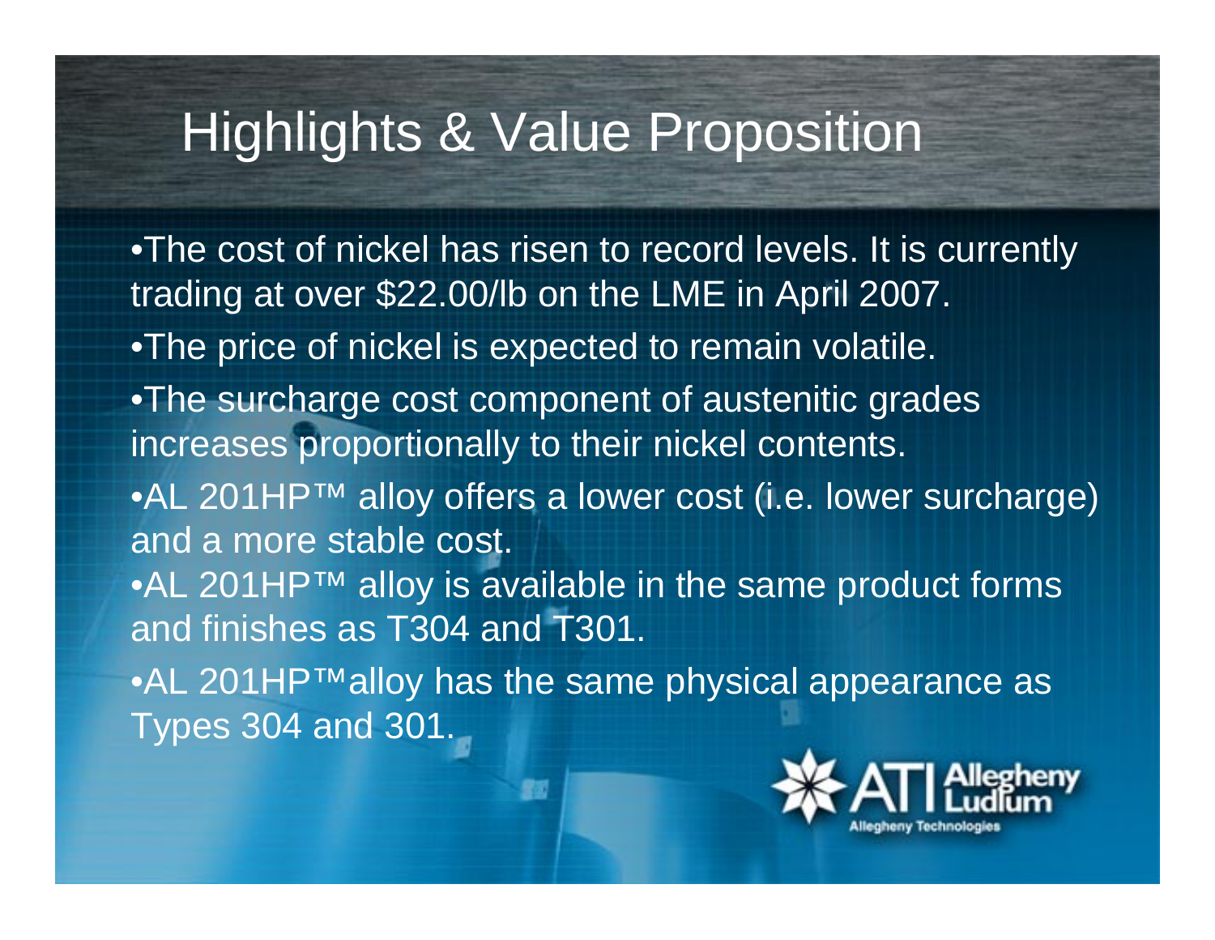# Highlights & Value Proposition

- The cost of nickel has risen to record levels. It is currently trading at over $22.00/lb on the LME in April 2007.
- The price of nickel is expected to remain volatile.
- The surcharge cost component of austenitic grades increases proportionally to their nickel contents.
- AL 201HP™ alloy offers a lower cost (i.e. lower surcharge) and a more stable cost.
- AL 201HP™ alloy is available in the same product forms and finishes as T304 and T301.
- AL 201HP™alloy has the same physical appearance as Types 304 and 301.

ATI Allegheny Ludlum
Allegheny Technologies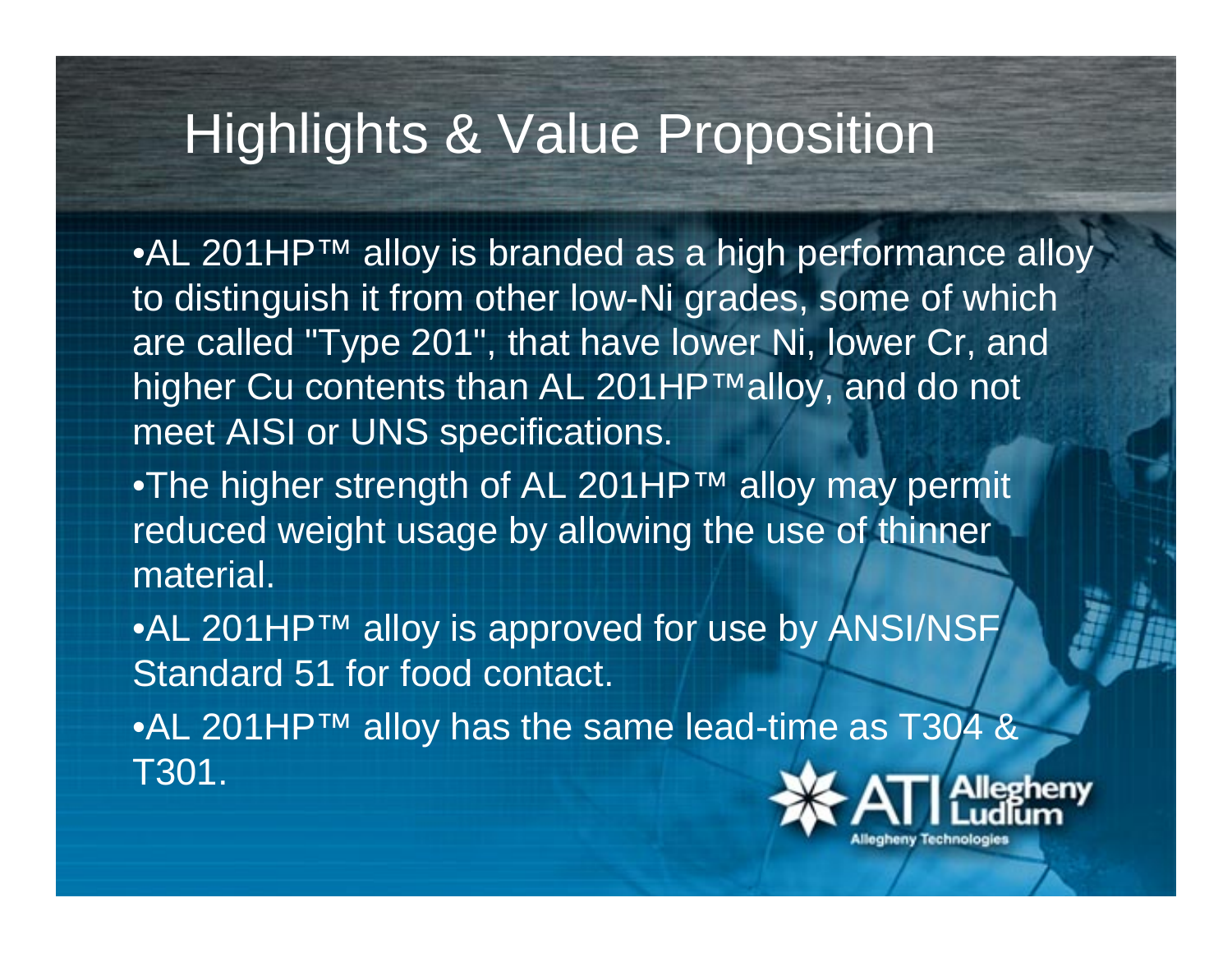# Highlights & Value Proposition

- AL 201HP™ alloy is branded as a high performance alloy to distinguish it from other low-Ni grades, some of which are called "Type 201", that have lower Ni, lower Cr, and higher Cu contents than AL 201HP™alloy, and do not meet AISI or UNS specifications.
- The higher strength of AL 201HP™ alloy may permit reduced weight usage by allowing the use of thinner material.
- AL 201HP™ alloy is approved for use by ANSI/NSF Standard 51 for food contact.
- AL 201HP™ alloy has the same lead-time as T304 & T301.

ATI Allegheny Ludlum

Allegheny Technologies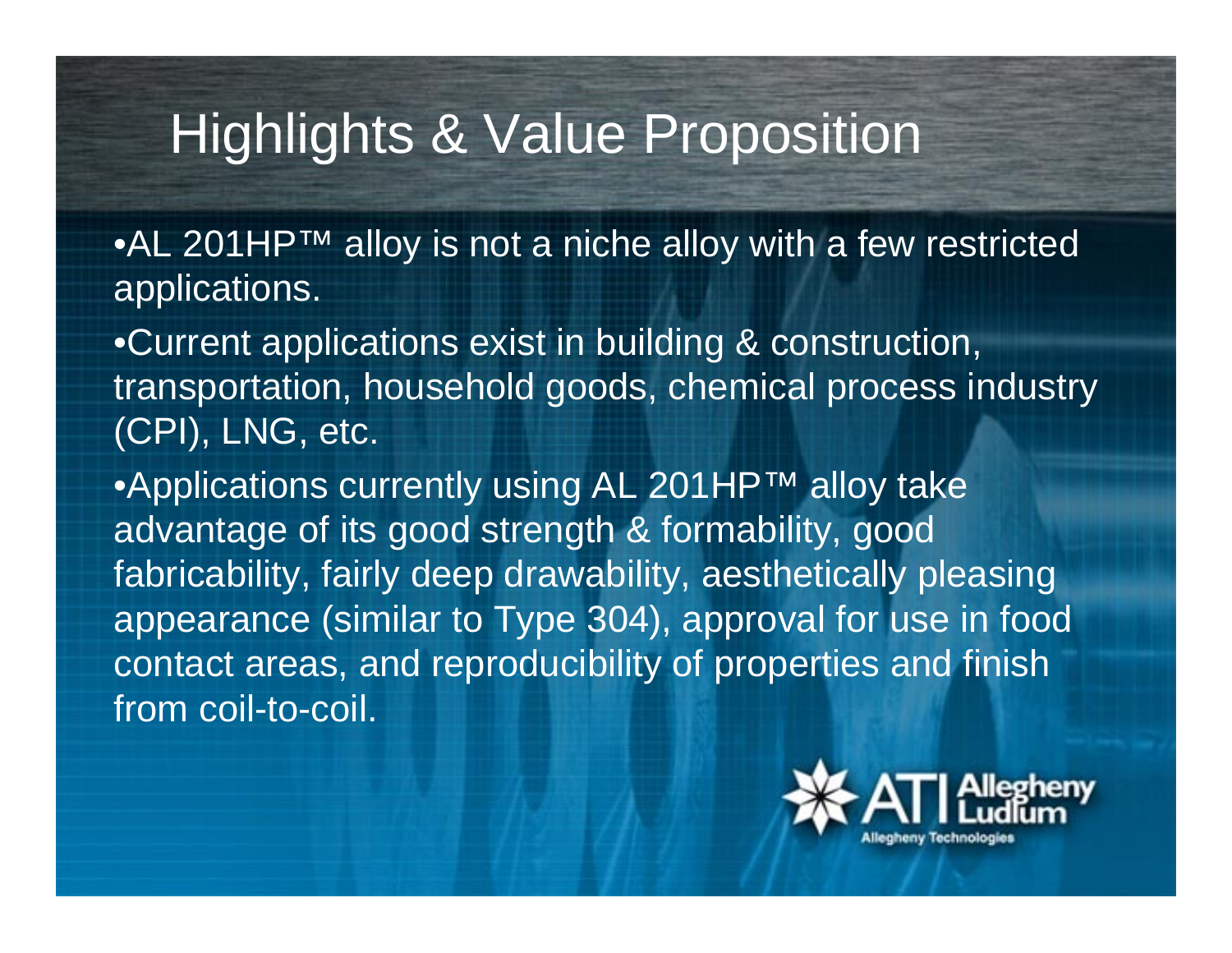# Highlights & Value Proposition

- AL 201HP™ alloy is not a niche alloy with a few restricted applications.
- Current applications exist in building & construction, transportation, household goods, chemical process industry (CPI), LNG, etc.
- Applications currently using AL 201HP™ alloy take advantage of its good strength & formability, good fabricability, fairly deep drawability, aesthetically pleasing appearance (similar to Type 304), approval for use in food contact areas, and reproducibility of properties and finish from coil-to-coil.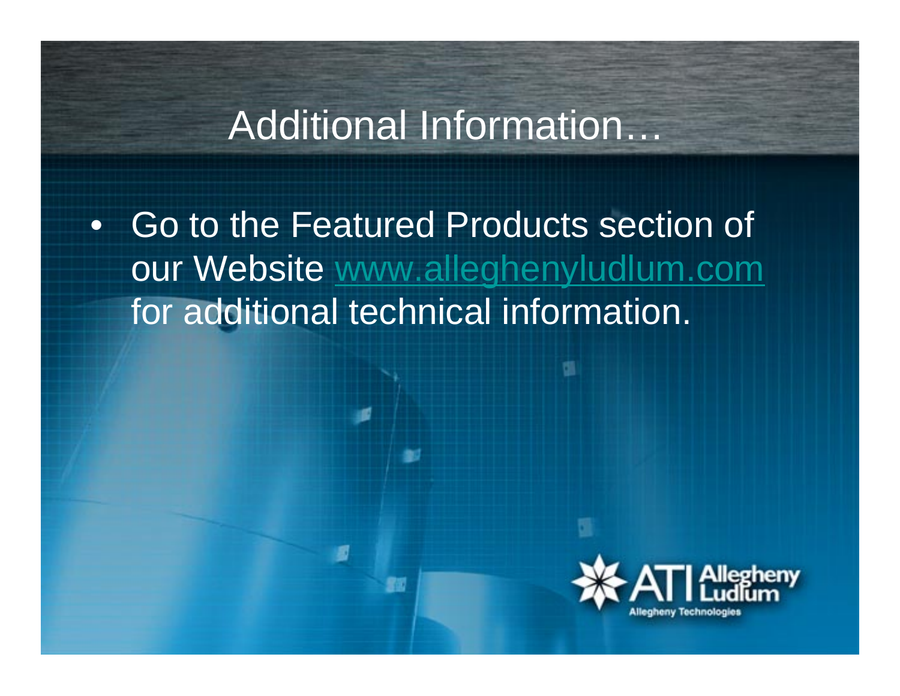# Additional Information…

- Go to the Featured Products section of our Website www.alleghenyludlum.com for additional technical information.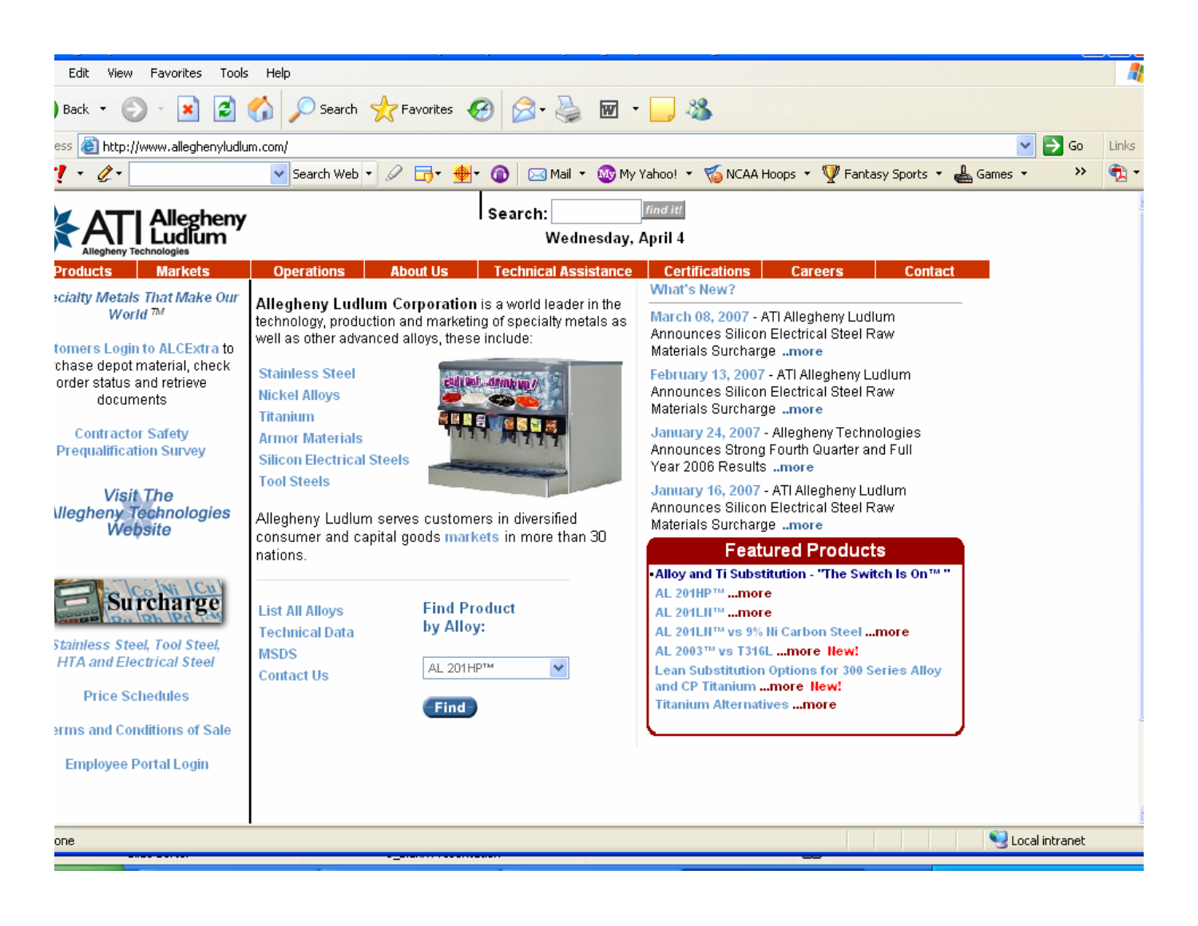Edit View Favorites Tools Help

Back Search Favorites

http://www.alleghenyludlum.com/

Search Web | Mail | My Yahoo! | NCAA Hoops | Fantasy Sports | Games

ATI Allegheny Ludlum
Allegheny Technologies

Search: find it!

Wednesday, April 4

Products | Markets | Operations | About Us | Technical Assistance | Certifications | Careers | Contact

*ecialty Metals That Make Our World ™*

tomers Login to ALCExtra to chase depot material, check order status and retrieve documents

Contractor Safety Prequalification Survey

Visit The llegheny Technologies Website

Surcharge

*Stainless Steel, Tool Steel, HTA and Electrical Steel*

Price Schedules

erms and Conditions of Sale

Employee Portal Login

**Allegheny Ludlum Corporation** is a world leader in the technology, production and marketing of specialty metals as well as other advanced alloys, these include:

- Stainless Steel
- Nickel Alloys
- Titanium
- Armor Materials
- Silicon Electrical Steels
- Tool Steels

Allegheny Ludlum serves customers in diversified consumer and capital goods markets in more than 30 nations.

- List All Alloys
- Technical Data
- MSDS
- Contact Us

Find Product by Alloy:

AL 201HP™

Find

What's New?

March 08, 2007 - ATI Allegheny Ludlum Announces Silicon Electrical Steel Raw Materials Surcharge ..more

February 13, 2007 - ATI Allegheny Ludlum Announces Silicon Electrical Steel Raw Materials Surcharge ..more

January 24, 2007 - Allegheny Technologies Announces Strong Fourth Quarter and Full Year 2006 Results ..more

January 16, 2007 - ATI Allegheny Ludlum Announces Silicon Electrical Steel Raw Materials Surcharge ..more

**Featured Products**

- Alloy and Ti Substitution - "The Switch Is On™"
- AL 201HP™ ...more
- AL 201LN™ ...more
- AL 201LN™ vs 9% Ni Carbon Steel ...more
- AL 2003™ vs T316L ...more New!
- Lean Substitution Options for 300 Series Alloy and CP Titanium ...more New!
- Titanium Alternatives ...more

one | Local intranet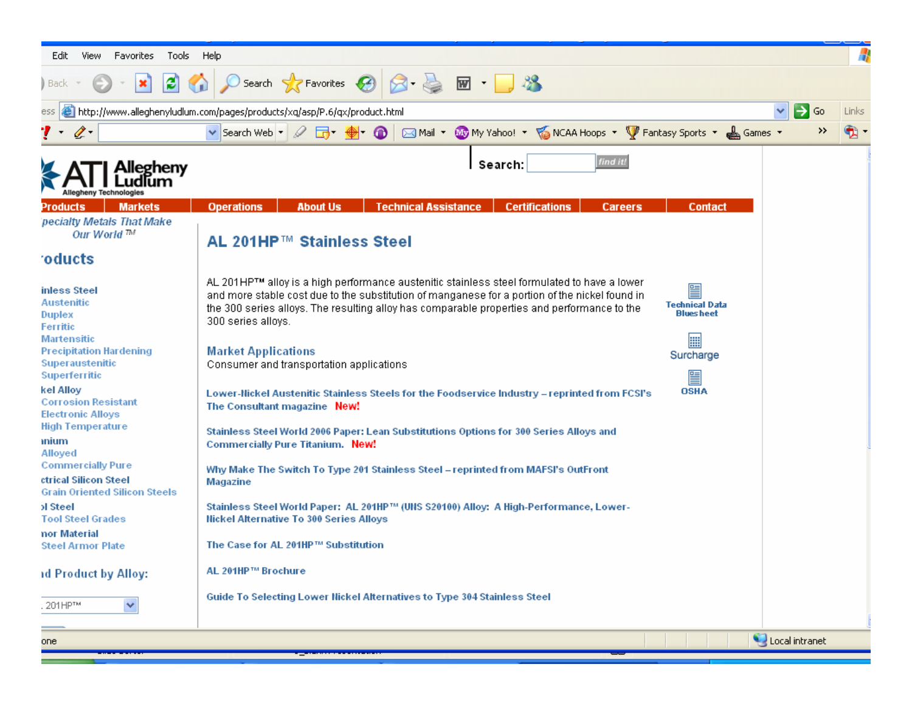Edit View Favorites Tools Help

Back Search Favorites

http://www.alleghenyludlum.com/pages/products/xq/asp/P.6/qx/product.html

Search Web Mail My Yahoo! NCAA Hoops Fantasy Sports Games

ATI Allegheny Ludlum

Allegheny Technologies

Search: find it!

Products | Markets | Operations | About Us | Technical Assistance | Certifications | Careers | Contact

*pecialty Metals That Make Our World ™*

**roducts**

**inless Steel**

- Austenitic
- Duplex
- Ferritic
- Martensitic
- Precipitation Hardening
- Superaustenitic
- Superferritic

**kel Alloy**

- Corrosion Resistant
- Electronic Alloys
- High Temperature

**nium**

- Alloyed
- Commercially Pure

**ctrical Silicon Steel**

- Grain Oriented Silicon Steels

**ol Steel**

- Tool Steel Grades

**nor Material**

- Steel Armor Plate

**nd Product by Alloy:**

201HP™

# AL 201HP™ Stainless Steel

AL 201HP™ alloy is a high performance austenitic stainless steel formulated to have a lower and more stable cost due to the substitution of manganese for a portion of the nickel found in the 300 series alloys. The resulting alloy has comparable properties and performance to the 300 series alloys.

## Market Applications

Consumer and transportation applications

Lower-Nickel Austenitic Stainless Steels for the Foodservice Industry – reprinted from FCSI's The Consultant magazine **New!**

Stainless Steel World 2006 Paper: Lean Substitutions Options for 300 Series Alloys and Commercially Pure Titanium. **New!**

Why Make The Switch To Type 201 Stainless Steel – reprinted from MAFSI's OutFront Magazine

Stainless Steel World Paper: AL 201HP™ (UNS S20100) Alloy: A High-Performance, Lower-Nickel Alternative To 300 Series Alloys

The Case for AL 201HP™ Substitution

AL 201HP™ Brochure

Guide To Selecting Lower Nickel Alternatives to Type 304 Stainless Steel

Technical Data Bluesheet

Surcharge

OSHA

one Local intranet